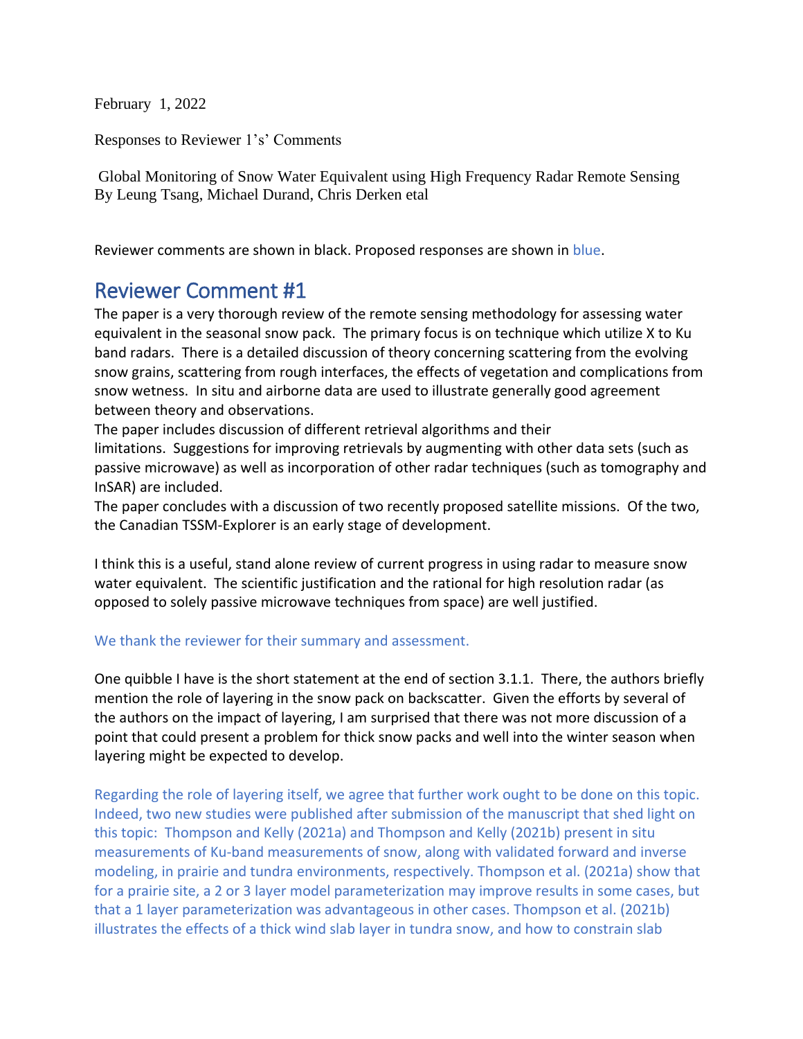February 1, 2022

Responses to Reviewer 1's' Comments

Global Monitoring of Snow Water Equivalent using High Frequency Radar Remote Sensing
By Leung Tsang, Michael Durand, Chris Derken etal

Reviewer comments are shown in black. Proposed responses are shown in blue.

# Reviewer Comment #1

The paper is a very thorough review of the remote sensing methodology for assessing water equivalent in the seasonal snow pack. The primary focus is on technique which utilize X to Ku band radars. There is a detailed discussion of theory concerning scattering from the evolving snow grains, scattering from rough interfaces, the effects of vegetation and complications from snow wetness. In situ and airborne data are used to illustrate generally good agreement between theory and observations.
The paper includes discussion of different retrieval algorithms and their limitations. Suggestions for improving retrievals by augmenting with other data sets (such as passive microwave) as well as incorporation of other radar techniques (such as tomography and InSAR) are included.
The paper concludes with a discussion of two recently proposed satellite missions. Of the two, the Canadian TSSM-Explorer is an early stage of development.

I think this is a useful, stand alone review of current progress in using radar to measure snow water equivalent. The scientific justification and the rational for high resolution radar (as opposed to solely passive microwave techniques from space) are well justified.

We thank the reviewer for their summary and assessment.

One quibble I have is the short statement at the end of section 3.1.1. There, the authors briefly mention the role of layering in the snow pack on backscatter. Given the efforts by several of the authors on the impact of layering, I am surprised that there was not more discussion of a point that could present a problem for thick snow packs and well into the winter season when layering might be expected to develop.

Regarding the role of layering itself, we agree that further work ought to be done on this topic. Indeed, two new studies were published after submission of the manuscript that shed light on this topic: Thompson and Kelly (2021a) and Thompson and Kelly (2021b) present in situ measurements of Ku-band measurements of snow, along with validated forward and inverse modeling, in prairie and tundra environments, respectively. Thompson et al. (2021a) show that for a prairie site, a 2 or 3 layer model parameterization may improve results in some cases, but that a 1 layer parameterization was advantageous in other cases. Thompson et al. (2021b) illustrates the effects of a thick wind slab layer in tundra snow, and how to constrain slab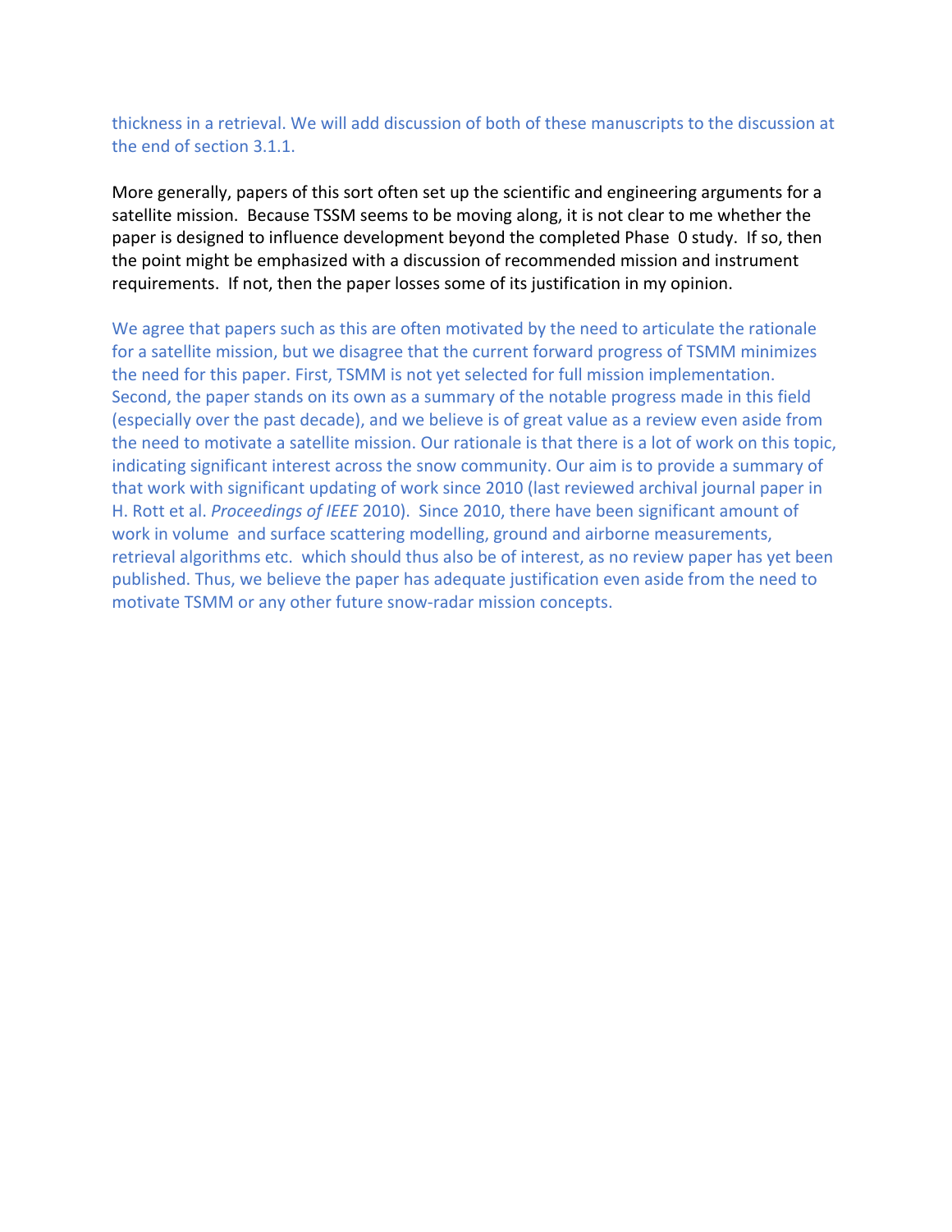thickness in a retrieval. We will add discussion of both of these manuscripts to the discussion at the end of section 3.1.1.

More generally, papers of this sort often set up the scientific and engineering arguments for a satellite mission. Because TSSM seems to be moving along, it is not clear to me whether the paper is designed to influence development beyond the completed Phase 0 study. If so, then the point might be emphasized with a discussion of recommended mission and instrument requirements. If not, then the paper losses some of its justification in my opinion.

We agree that papers such as this are often motivated by the need to articulate the rationale for a satellite mission, but we disagree that the current forward progress of TSMM minimizes the need for this paper. First, TSMM is not yet selected for full mission implementation. Second, the paper stands on its own as a summary of the notable progress made in this field (especially over the past decade), and we believe is of great value as a review even aside from the need to motivate a satellite mission. Our rationale is that there is a lot of work on this topic, indicating significant interest across the snow community. Our aim is to provide a summary of that work with significant updating of work since 2010 (last reviewed archival journal paper in H. Rott et al. *Proceedings of IEEE* 2010). Since 2010, there have been significant amount of work in volume and surface scattering modelling, ground and airborne measurements, retrieval algorithms etc. which should thus also be of interest, as no review paper has yet been published. Thus, we believe the paper has adequate justification even aside from the need to motivate TSMM or any other future snow-radar mission concepts.